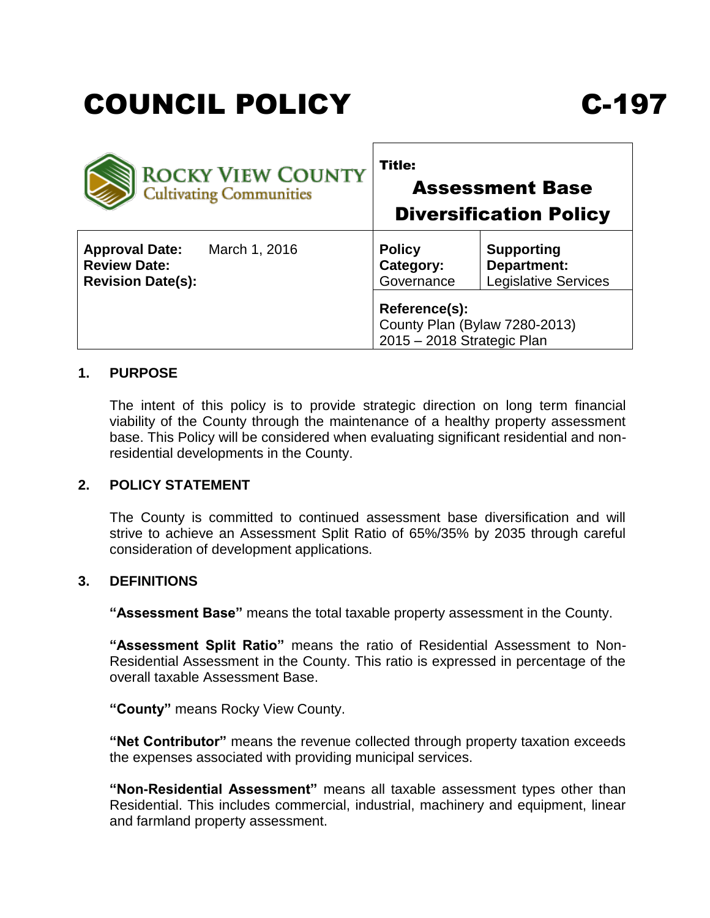# COUNCIL POLICY C-197

| ROCKY VIEW COUNTY Cultivating Communities | Title: **Assessment Base Diversification Policy** | |
|---|---|---|
| **Approval Date:** March 1, 2016<br>**Review Date:**<br>**Revision Date(s):** | **Policy Category:** Governance | **Supporting Department:** Legislative Services |
| | **Reference(s):**<br>County Plan (Bylaw 7280-2013)<br>2015 – 2018 Strategic Plan | |

## 1. PURPOSE

The intent of this policy is to provide strategic direction on long term financial viability of the County through the maintenance of a healthy property assessment base. This Policy will be considered when evaluating significant residential and non-residential developments in the County.

## 2. POLICY STATEMENT

The County is committed to continued assessment base diversification and will strive to achieve an Assessment Split Ratio of 65%/35% by 2035 through careful consideration of development applications.

## 3. DEFINITIONS

**"Assessment Base"** means the total taxable property assessment in the County.

**"Assessment Split Ratio"** means the ratio of Residential Assessment to Non-Residential Assessment in the County. This ratio is expressed in percentage of the overall taxable Assessment Base.

**"County"** means Rocky View County.

**"Net Contributor"** means the revenue collected through property taxation exceeds the expenses associated with providing municipal services.

**"Non-Residential Assessment"** means all taxable assessment types other than Residential. This includes commercial, industrial, machinery and equipment, linear and farmland property assessment.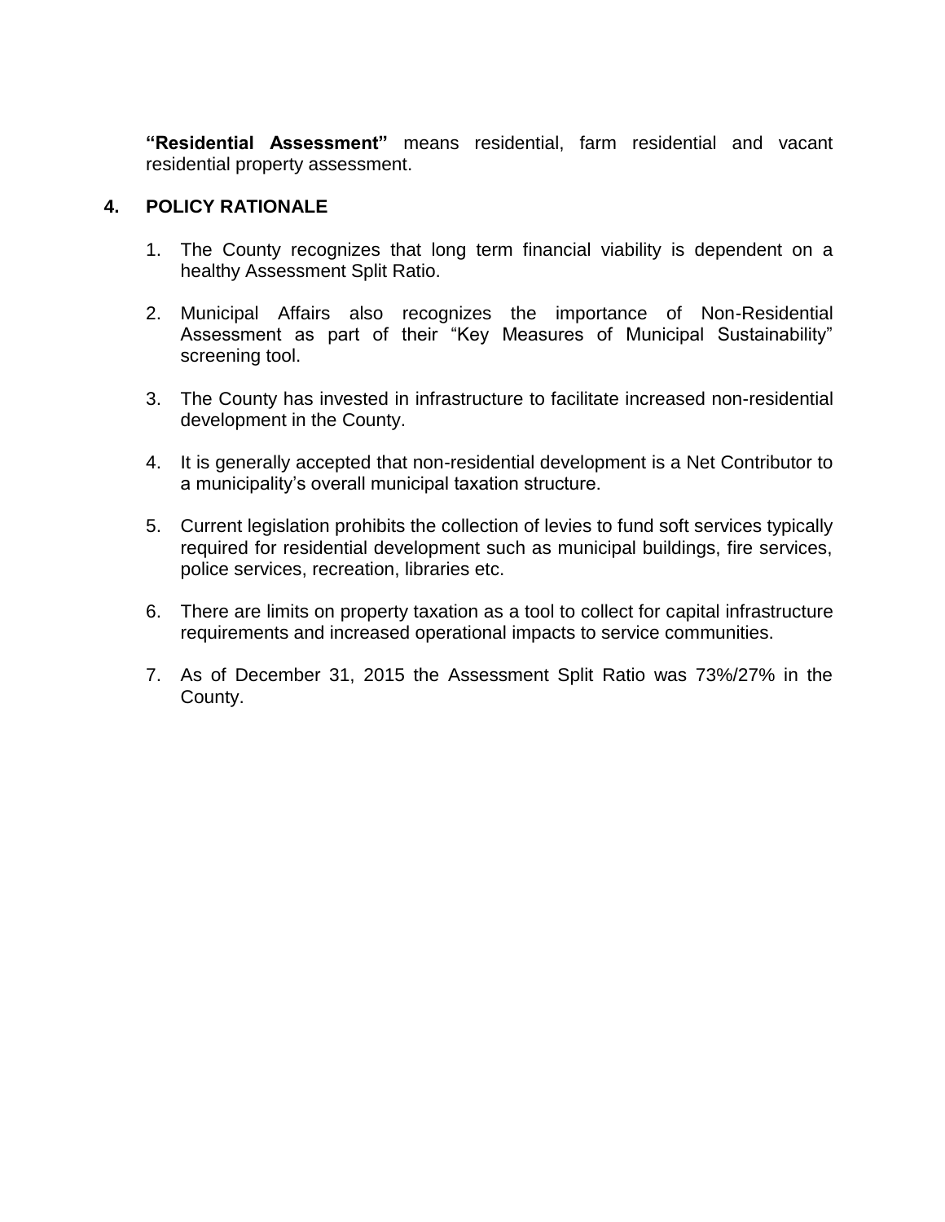**"Residential Assessment"** means residential, farm residential and vacant residential property assessment.

## 4. POLICY RATIONALE

1. The County recognizes that long term financial viability is dependent on a healthy Assessment Split Ratio.

2. Municipal Affairs also recognizes the importance of Non-Residential Assessment as part of their "Key Measures of Municipal Sustainability" screening tool.

3. The County has invested in infrastructure to facilitate increased non-residential development in the County.

4. It is generally accepted that non-residential development is a Net Contributor to a municipality's overall municipal taxation structure.

5. Current legislation prohibits the collection of levies to fund soft services typically required for residential development such as municipal buildings, fire services, police services, recreation, libraries etc.

6. There are limits on property taxation as a tool to collect for capital infrastructure requirements and increased operational impacts to service communities.

7. As of December 31, 2015 the Assessment Split Ratio was 73%/27% in the County.